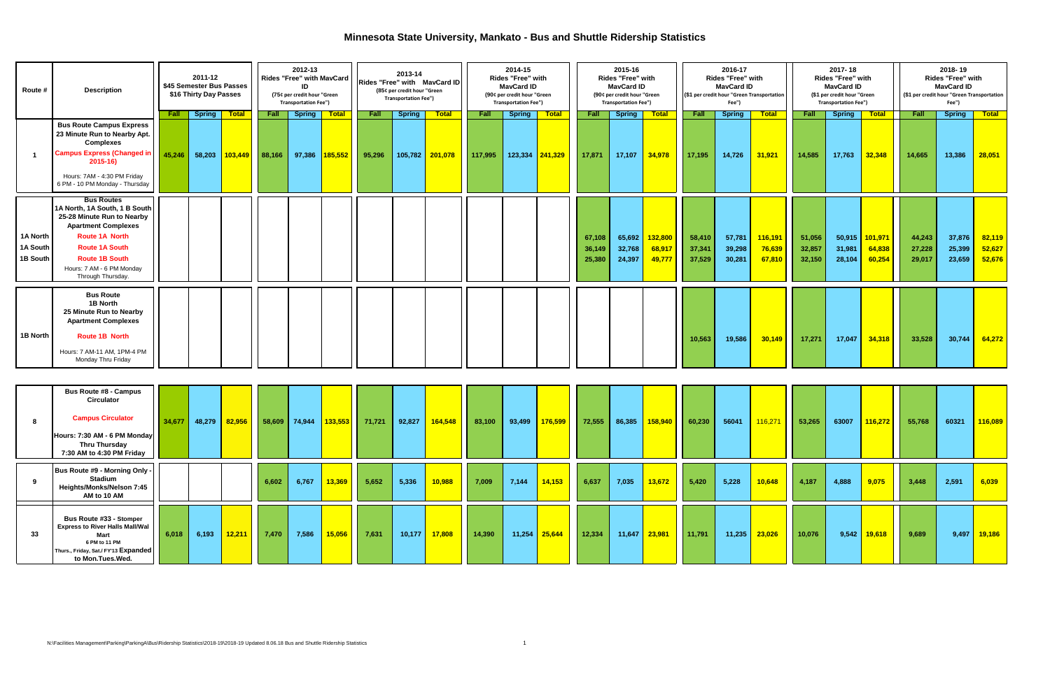# Minnesota State University, Mankato - Bus and Shuttle Ridership Statistics

| Route # | Description | 2011-12 $45 Semester Bus Passes $16 Thirty Day Passes | | | 2012-13 Rides "Free" with MavCard ID (75¢ per credit hour "Green Transportation Fee") | | | 2013-14 Rides "Free" with MavCard ID (85¢ per credit hour "Green Transportation Fee") | | | 2014-15 Rides "Free" with MavCard ID (90¢ per credit hour "Green Transportation Fee") | | | 2015-16 Rides "Free" with MavCard ID (90¢ per credit hour "Green Transportation Fee") | | | 2016-17 Rides "Free" with MavCard ID ($1 per credit hour "Green Transportation Fee") | | | 2017-18 Rides "Free" with MavCard ID ($1 per credit hour "Green Transportation Fee") | | | 2018-19 Rides "Free" with MavCard ID ($1 per credit hour "Green Transportation Fee") | | |
|---|---|---|---|---|---|---|---|---|---|---|---|---|---|---|---|---|---|---|---|---|---|---|---|---|---|
| | | Fall | Spring | Total | Fall | Spring | Total | Fall | Spring | Total | Fall | Spring | Total | Fall | Spring | Total | Fall | Spring | Total | Fall | Spring | Total | Fall | Spring | Total |
| 1 | Bus Route Campus Express 23 Minute Run to Nearby Apt. Complexes Campus Express (Changed in 2015-16) Hours: 7AM - 4:30 PM Friday 6 PM - 10 PM Monday - Thursday | 45,246 | 58,203 | 103,449 | 88,166 | 97,386 | 185,552 | 95,296 | 105,782 | 201,078 | 117,995 | 123,334 | 241,329 | 17,871 | 17,107 | 34,978 | 17,195 | 14,726 | 31,921 | 14,585 | 17,763 | 32,348 | 14,665 | 13,386 | 28,051 |
| | Bus Routes 1A North, 1A South, 1 B South 25-28 Minute Run to Nearby Apartment Complexes Hours: 7 AM - 6 PM Monday Through Thursday. | | | | | | | | | | | | | | | | | | | | | | | | |
| 1A North | Route 1A North | | | | | | | | | | | | | 67,108 | 65,692 | 132,800 | 58,410 | 57,781 | 116,191 | 51,056 | 50,915 | 101,971 | 44,243 | 37,876 | 82,119 |
| 1A South | Route 1A South | | | | | | | | | | | | | 36,149 | 32,768 | 68,917 | 37,341 | 39,298 | 76,639 | 32,857 | 31,981 | 64,838 | 27,228 | 25,399 | 52,627 |
| 1B South | Route 1B South | | | | | | | | | | | | | 25,380 | 24,397 | 49,777 | 37,529 | 30,281 | 67,810 | 32,150 | 28,104 | 60,254 | 29,017 | 23,659 | 52,676 |
| 1B North | Bus Route 1B North 25 Minute Run to Nearby Apartment Complexes Route 1B North Hours: 7 AM-11 AM, 1PM-4 PM Monday Thru Friday | | | | | | | | | | | | | | | | 10,563 | 19,586 | 30,149 | 17,271 | 17,047 | 34,318 | 33,528 | 30,744 | 64,272 |
| 8 | Bus Route #8 - Campus Circulator Campus Circulator Hours: 7:30 AM - 6 PM Monday Thru Thursday 7:30 AM to 4:30 PM Friday | 34,677 | 48,279 | 82,956 | 58,609 | 74,944 | 133,553 | 71,721 | 92,827 | 164,548 | 83,100 | 93,499 | 176,599 | 72,555 | 86,385 | 158,940 | 60,230 | 56041 | 116,271 | 53,265 | 63007 | 116,272 | 55,768 | 60321 | 116,089 |
| 9 | Bus Route #9 - Morning Only - Stadium Heights/Monks/Nelson 7:45 AM to 10 AM | | | | 6,602 | 6,767 | 13,369 | 5,652 | 5,336 | 10,988 | 7,009 | 7,144 | 14,153 | 6,637 | 7,035 | 13,672 | 5,420 | 5,228 | 10,648 | 4,187 | 4,888 | 9,075 | 3,448 | 2,591 | 6,039 |
| 33 | Bus Route #33 - Stomper Express to River Halls Mall/Wal Mart 6 PM to 11 PM Thurs., Friday, Sat./ FY'13 Expanded to Mon.Tues.Wed. | 6,018 | 6,193 | 12,211 | 7,470 | 7,586 | 15,056 | 7,631 | 10,177 | 17,808 | 14,390 | 11,254 | 25,644 | 12,334 | 11,647 | 23,981 | 11,791 | 11,235 | 23,026 | 10,076 | 9,542 | 19,618 | 9,689 | 9,497 | 19,186 |

N:\Facilities Management\Parking\ParkingA\Bus\Ridership Statistics\2018-19\2018-19 Updated 8.06.18 Bus and Shuttle Ridership Statistics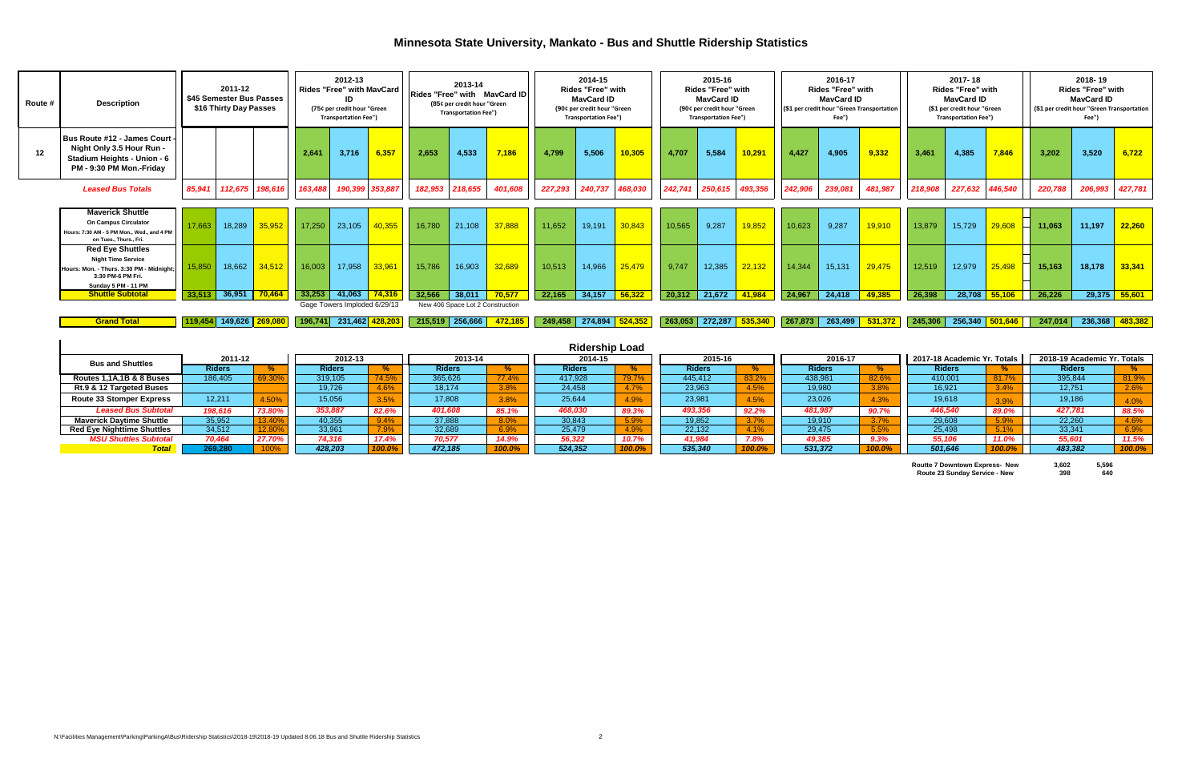# Minnesota State University, Mankato - Bus and Shuttle Ridership Statistics

| Route # | Description | 2011-12 $45 Semester Bus Passes $16 Thirty Day Passes | | | 2012-13 Rides "Free" with MavCard ID (75¢ per credit hour "Green Transportation Fee") | | | 2013-14 Rides "Free" with MavCard ID (85¢ per credit hour "Green Transportation Fee") | | | 2014-15 Rides "Free" with MavCard ID (90¢ per credit hour "Green Transportation Fee") | | | 2015-16 Rides "Free" with MavCard ID (90¢ per credit hour "Green Transportation Fee") | | | 2016-17 Rides "Free" with MavCard ID ($1 per credit hour "Green Transportation Fee") | | | 2017-18 Rides "Free" with MavCard ID ($1 per credit hour "Green Transportation Fee") | | | 2018-19 Rides "Free" with MavCard ID ($1 per credit hour "Green Transportation Fee") | | |
|---|---|---|---|---|---|---|---|---|---|---|---|---|---|---|---|---|---|---|---|---|---|---|---|---|---|
| 12 | Bus Route #12 - James Court - Night Only 3.5 Hour Run - Stadium Heights - Union - 6 PM - 9:30 PM Mon.-Friday | | | | 2,641 | 3,716 | 6,357 | 2,653 | 4,533 | 7,186 | 4,799 | 5,506 | 10,305 | 4,707 | 5,584 | 10,291 | 4,427 | 4,905 | 9,332 | 3,461 | 4,385 | 7,846 | 3,202 | 3,520 | 6,722 |
| | *Leased Bus Totals* | *85,941* | *112,675* | *198,616* | *163,488* | *190,399* | *353,887* | *182,953* | *218,655* | *401,608* | *227,293* | *240,737* | *468,030* | *242,741* | *250,615* | *493,356* | *242,906* | *239,081* | *481,987* | *218,908* | *227,632* | *446,540* | *220,788* | *206,993* | *427,781* |
| | **Maverick Shuttle** On Campus Circulator Hours: 7:30 AM - 5 PM Mon., Wed., and 4 PM on Tues., Thurs., Fri. | 17,663 | 18,289 | 35,952 | 17,250 | 23,105 | 40,355 | 16,780 | 21,108 | 37,888 | 11,652 | 19,191 | 30,843 | 10,565 | 9,287 | 19,852 | 10,623 | 9,287 | 19,910 | 13,879 | 15,729 | 29,608 | 11,063 | 11,197 | 22,260 |
| | **Red Eye Shuttles** Night Time Service Hours: Mon. - Thurs. 3:30 PM - Midnight; 3:30 PM-6 PM Fri. Sunday 5 PM - 11 PM | 15,850 | 18,662 | 34,512 | 16,003 | 17,958 | 33,961 | 15,786 | 16,903 | 32,689 | 10,513 | 14,966 | 25,479 | 9,747 | 12,385 | 22,132 | 14,344 | 15,131 | 29,475 | 12,519 | 12,979 | 25,498 | 15,163 | 18,178 | 33,341 |
| | **Shuttle Subtotal** | 33,513 | 36,951 | 70,464 | 33,253 | 41,063 | 74,316 | 32,566 | 38,011 | 70,577 | 22,165 | 34,157 | 56,322 | 20,312 | 21,672 | 41,984 | 24,967 | 24,418 | 49,385 | 26,398 | 28,708 | 55,106 | 26,226 | 29,375 | 55,601 |
| | | | | | Gage Towers Imploded 6/29/13 | | | New 406 Space Lot 2 Construction | | | | | | | | | | | | | | | | | |
| | **Grand Total** | 119,454 | 149,626 | 269,080 | 196,741 | 231,462 | 428,203 | 215,519 | 256,666 | 472,185 | 249,458 | 274,894 | 524,352 | 263,053 | 272,287 | 535,340 | 267,873 | 263,499 | 531,372 | 245,306 | 256,340 | 501,646 | 247,014 | 236,368 | 483,382 |

## Ridership Load

| Bus and Shuttles | 2011-12 | | 2012-13 | | 2013-14 | | 2014-15 | | 2015-16 | | 2016-17 | | 2017-18 Academic Yr. Totals | | 2018-19 Academic Yr. Totals | |
|---|---|---|---|---|---|---|---|---|---|---|---|---|---|---|---|---|
| | Riders | % | Riders | % | Riders | % | Riders | % | Riders | % | Riders | % | Riders | % | Riders | % |
| Routes 1,1A,1B & 8 Buses | 186,405 | 69.30% | 319,105 | 74.5% | 365,626 | 77.4% | 417,928 | 79.7% | 445,412 | 83.2% | 438,981 | 82.6% | 410,001 | 81.7% | 395,844 | 81.9% |
| Rt.9 & 12 Targeted Buses | | | 19,726 | 4.6% | 18,174 | 3.8% | 24,458 | 4.7% | 23,963 | 4.5% | 19,980 | 3.8% | 16,921 | 3.4% | 12,751 | 2.6% |
| Route 33 Stomper Express | 12,211 | 4.50% | 15,056 | 3.5% | 17,808 | 3.8% | 25,644 | 4.9% | 23,981 | 4.5% | 23,026 | 4.3% | 19,618 | 3.9% | 19,186 | 4.0% |
| *Leased Bus Subtotal* | *198,616* | *73.80%* | *353,887* | *82.6%* | *401,608* | *85.1%* | *468,030* | *89.3%* | *493,356* | *92.2%* | *481,987* | *90.7%* | *446,540* | *89.0%* | *427,781* | *88.5%* |
| Maverick Daytime Shuttle | 35,952 | 13.40% | 40,355 | 9.4% | 37,888 | 8.0% | 30,843 | 5.9% | 19,852 | 3.7% | 19,910 | 3.7% | 29,608 | 5.9% | 22,260 | 4.6% |
| Red Eye Nighttime Shuttles | 34,512 | 12.80% | 33,961 | 7.9% | 32,689 | 6.9% | 25,479 | 4.9% | 22,132 | 4.1% | 29,475 | 5.5% | 25,498 | 5.1% | 33,341 | 6.9% |
| *MSU Shuttles Subtotal* | *70,464* | *27.70%* | *74,316* | *17.4%* | *70,577* | *14.9%* | *56,322* | *10.7%* | *41,984* | *7.8%* | *49,385* | *9.3%* | *55,106* | *11.0%* | *55,601* | *11.5%* |
| *Total* | 269,280 | 100% | *428,203* | *100.0%* | *472,185* | *100.0%* | *524,352* | *100.0%* | *535,340* | *100.0%* | *531,372* | *100.0%* | *501,646* | *100.0%* | *483,382* | *100.0%* |

| | 2017-18 | 2018-19 |
|---|---|---|
| Routte 7 Downtown Express- New | 3,602 | 5,596 |
| Route 23 Sunday Service - New | 398 | 640 |

N:\Facilities Management\Parking\ParkingA\Bus\Ridership Statistics\2018-19\2018-19 Updated 8.06.18 Bus and Shuttle Ridership Statistics